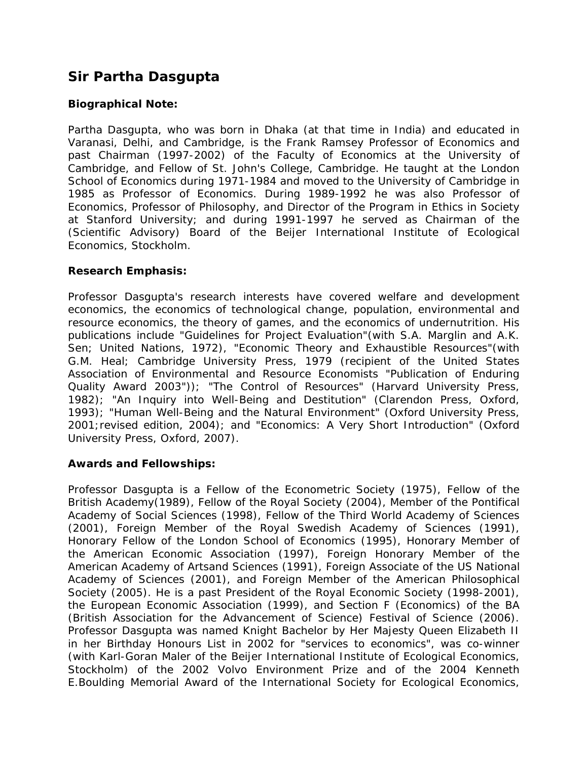## Sir Partha Dasgupta

**Biographical Note:**

Partha Dasgupta, who was born in Dhaka (at that time in India) and educated in Varanasi, Delhi, and Cambridge, is the Frank Ramsey Professor of Economics and past Chairman (1997-2002) of the Faculty of Economics at the University of Cambridge, and Fellow of St. John's College, Cambridge. He taught at the London School of Economics during 1971-1984 and moved to the University of Cambridge in 1985 as Professor of Economics. During 1989-1992 he was also Professor of Economics, Professor of Philosophy, and Director of the Program in Ethics in Society at Stanford University; and during 1991-1997 he served as Chairman of the (Scientific Advisory) Board of the Beijer International Institute of Ecological Economics, Stockholm.

**Research Emphasis:**

Professor Dasgupta's research interests have covered welfare and development economics, the economics of technological change, population, environmental and resource economics, the theory of games, and the economics of undernutrition. His publications include "Guidelines for Project Evaluation"(with S.A. Marglin and A.K. Sen; United Nations, 1972), "Economic Theory and Exhaustible Resources"(with G.M. Heal; Cambridge University Press, 1979 (recipient of the United States Association of Environmental and Resource Economists "Publication of Enduring Quality Award 2003")); "The Control of Resources" (Harvard University Press, 1982); "An Inquiry into Well-Being and Destitution" (Clarendon Press, Oxford, 1993); "Human Well-Being and the Natural Environment" (Oxford University Press, 2001;revised edition, 2004); and "Economics: A Very Short Introduction" (Oxford University Press, Oxford, 2007).

**Awards and Fellowships:**

Professor Dasgupta is a Fellow of the Econometric Society (1975), Fellow of the British Academy(1989), Fellow of the Royal Society (2004), Member of the Pontifical Academy of Social Sciences (1998), Fellow of the Third World Academy of Sciences (2001), Foreign Member of the Royal Swedish Academy of Sciences (1991), Honorary Fellow of the London School of Economics (1995), Honorary Member of the American Economic Association (1997), Foreign Honorary Member of the American Academy of Artsand Sciences (1991), Foreign Associate of the US National Academy of Sciences (2001), and Foreign Member of the American Philosophical Society (2005). He is a past President of the Royal Economic Society (1998-2001), the European Economic Association (1999), and Section F (Economics) of the BA (British Association for the Advancement of Science) Festival of Science (2006). Professor Dasgupta was named Knight Bachelor by Her Majesty Queen Elizabeth II in her Birthday Honours List in 2002 for "services to economics", was co-winner (with Karl-Goran Maler of the Beijer International Institute of Ecological Economics, Stockholm) of the 2002 Volvo Environment Prize and of the 2004 Kenneth E.Boulding Memorial Award of the International Society for Ecological Economics,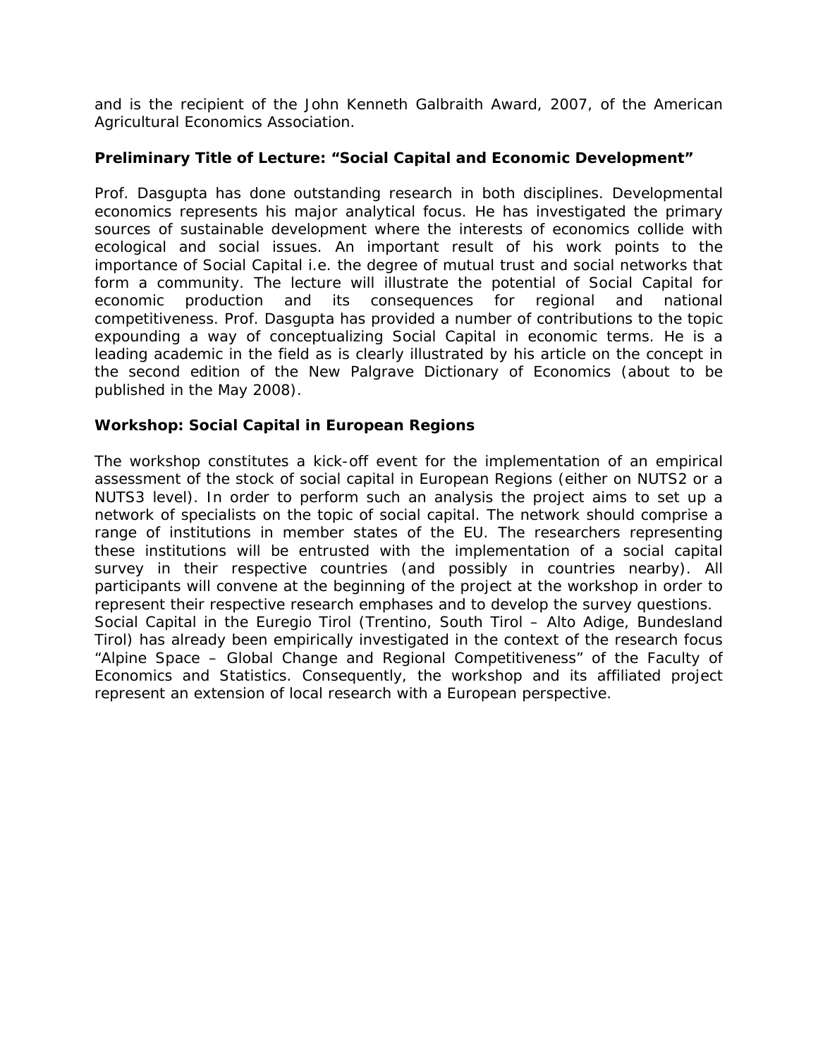and is the recipient of the John Kenneth Galbraith Award, 2007, of the American Agricultural Economics Association.

**Preliminary Title of Lecture: "Social Capital and Economic Development"**

Prof. Dasgupta has done outstanding research in both disciplines. Developmental economics represents his major analytical focus. He has investigated the primary sources of sustainable development where the interests of economics collide with ecological and social issues. An important result of his work points to the importance of Social Capital i.e. the degree of mutual trust and social networks that form a community. The lecture will illustrate the potential of Social Capital for economic production and its consequences for regional and national competitiveness. Prof. Dasgupta has provided a number of contributions to the topic expounding a way of conceptualizing Social Capital in economic terms. He is a leading academic in the field as is clearly illustrated by his article on the concept in the second edition of the New Palgrave Dictionary of Economics (about to be published in the May 2008).

**Workshop: Social Capital in European Regions**

The workshop constitutes a kick-off event for the implementation of an empirical assessment of the stock of social capital in European Regions (either on NUTS2 or a NUTS3 level). In order to perform such an analysis the project aims to set up a network of specialists on the topic of social capital. The network should comprise a range of institutions in member states of the EU. The researchers representing these institutions will be entrusted with the implementation of a social capital survey in their respective countries (and possibly in countries nearby). All participants will convene at the beginning of the project at the workshop in order to represent their respective research emphases and to develop the survey questions.
Social Capital in the Euregio Tirol (Trentino, South Tirol – Alto Adige, Bundesland Tirol) has already been empirically investigated in the context of the research focus "Alpine Space – Global Change and Regional Competitiveness" of the Faculty of Economics and Statistics. Consequently, the workshop and its affiliated project represent an extension of local research with a European perspective.